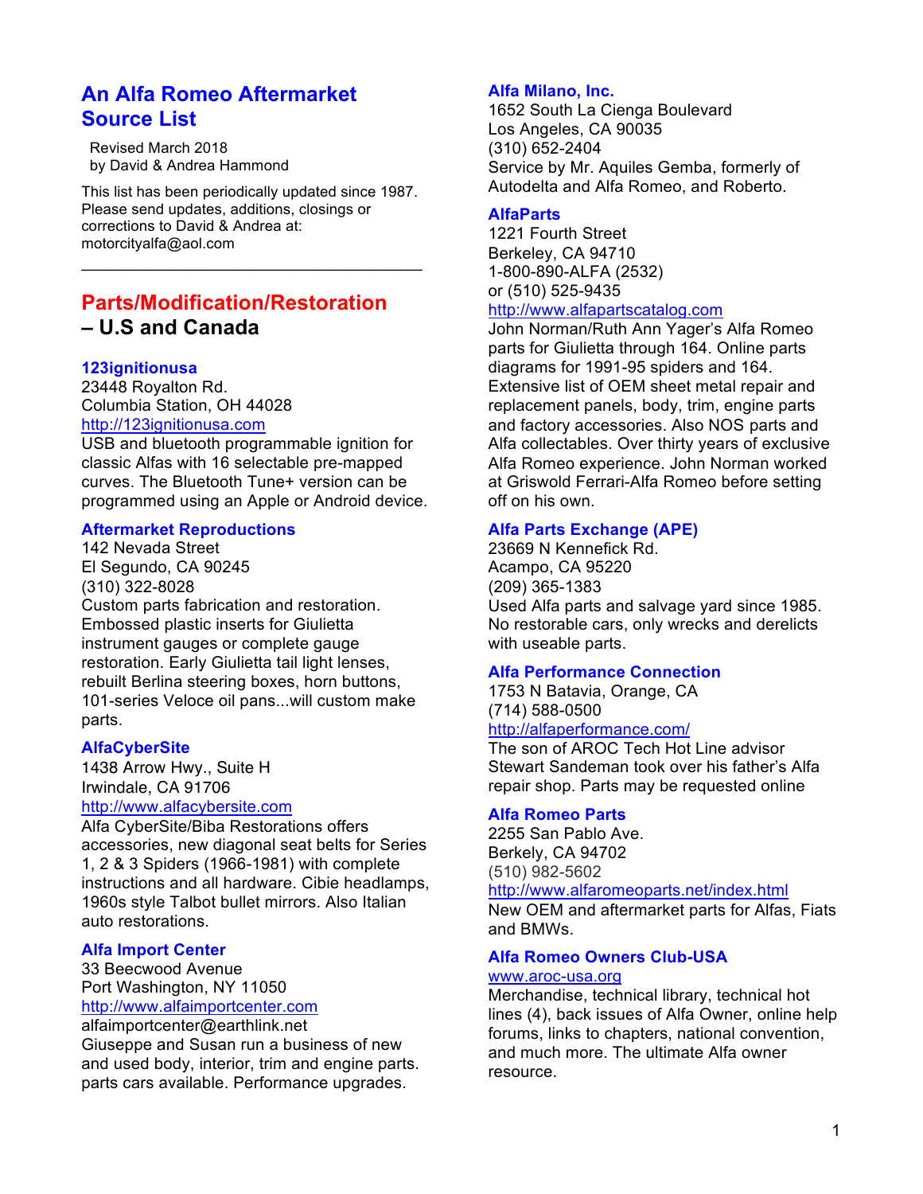# An Alfa Romeo Aftermarket Source List

Revised March 2018
by David & Andrea Hammond

This list has been periodically updated since 1987. Please send updates, additions, closings or corrections to David & Andrea at: motorcityalfa@aol.com

---

## Parts/Modification/Restoration – U.S and Canada

### 123ignitionusa

23448 Royalton Rd.
Columbia Station, OH 44028
http://123ignitionusa.com
USB and bluetooth programmable ignition for classic Alfas with 16 selectable pre-mapped curves. The Bluetooth Tune+ version can be programmed using an Apple or Android device.

### Aftermarket Reproductions

142 Nevada Street
El Segundo, CA 90245
(310) 322-8028
Custom parts fabrication and restoration. Embossed plastic inserts for Giulietta instrument gauges or complete gauge restoration. Early Giulietta tail light lenses, rebuilt Berlina steering boxes, horn buttons, 101-series Veloce oil pans...will custom make parts.

### AlfaCyberSite

1438 Arrow Hwy., Suite H
Irwindale, CA 91706
http://www.alfacybersite.com
Alfa CyberSite/Biba Restorations offers accessories, new diagonal seat belts for Series 1, 2 & 3 Spiders (1966-1981) with complete instructions and all hardware. Cibie headlamps, 1960s style Talbot bullet mirrors. Also Italian auto restorations.

### Alfa Import Center

33 Beecwood Avenue
Port Washington, NY 11050
http://www.alfaimportcenter.com
alfaimportcenter@earthlink.net
Giuseppe and Susan run a business of new and used body, interior, trim and engine parts. parts cars available. Performance upgrades.

### Alfa Milano, Inc.

1652 South La Cienga Boulevard
Los Angeles, CA 90035
(310) 652-2404
Service by Mr. Aquiles Gemba, formerly of Autodelta and Alfa Romeo, and Roberto.

### AlfaParts

1221 Fourth Street
Berkeley, CA 94710
1-800-890-ALFA (2532)
or (510) 525-9435
http://www.alfapartscatalog.com
John Norman/Ruth Ann Yager's Alfa Romeo parts for Giulietta through 164. Online parts diagrams for 1991-95 spiders and 164. Extensive list of OEM sheet metal repair and replacement panels, body, trim, engine parts and factory accessories. Also NOS parts and Alfa collectables. Over thirty years of exclusive Alfa Romeo experience. John Norman worked at Griswold Ferrari-Alfa Romeo before setting off on his own.

### Alfa Parts Exchange (APE)

23669 N Kennefick Rd.
Acampo, CA 95220
(209) 365-1383
Used Alfa parts and salvage yard since 1985. No restorable cars, only wrecks and derelicts with useable parts.

### Alfa Performance Connection

1753 N Batavia, Orange, CA
(714) 588-0500
http://alfaperformance.com/
The son of AROC Tech Hot Line advisor Stewart Sandeman took over his father's Alfa repair shop. Parts may be requested online

### Alfa Romeo Parts

2255 San Pablo Ave.
Berkely, CA 94702
(510) 982-5602
http://www.alfaromeoparts.net/index.html
New OEM and aftermarket parts for Alfas, Fiats and BMWs.

### Alfa Romeo Owners Club-USA

www.aroc-usa.org
Merchandise, technical library, technical hot lines (4), back issues of Alfa Owner, online help forums, links to chapters, national convention, and much more. The ultimate Alfa owner resource.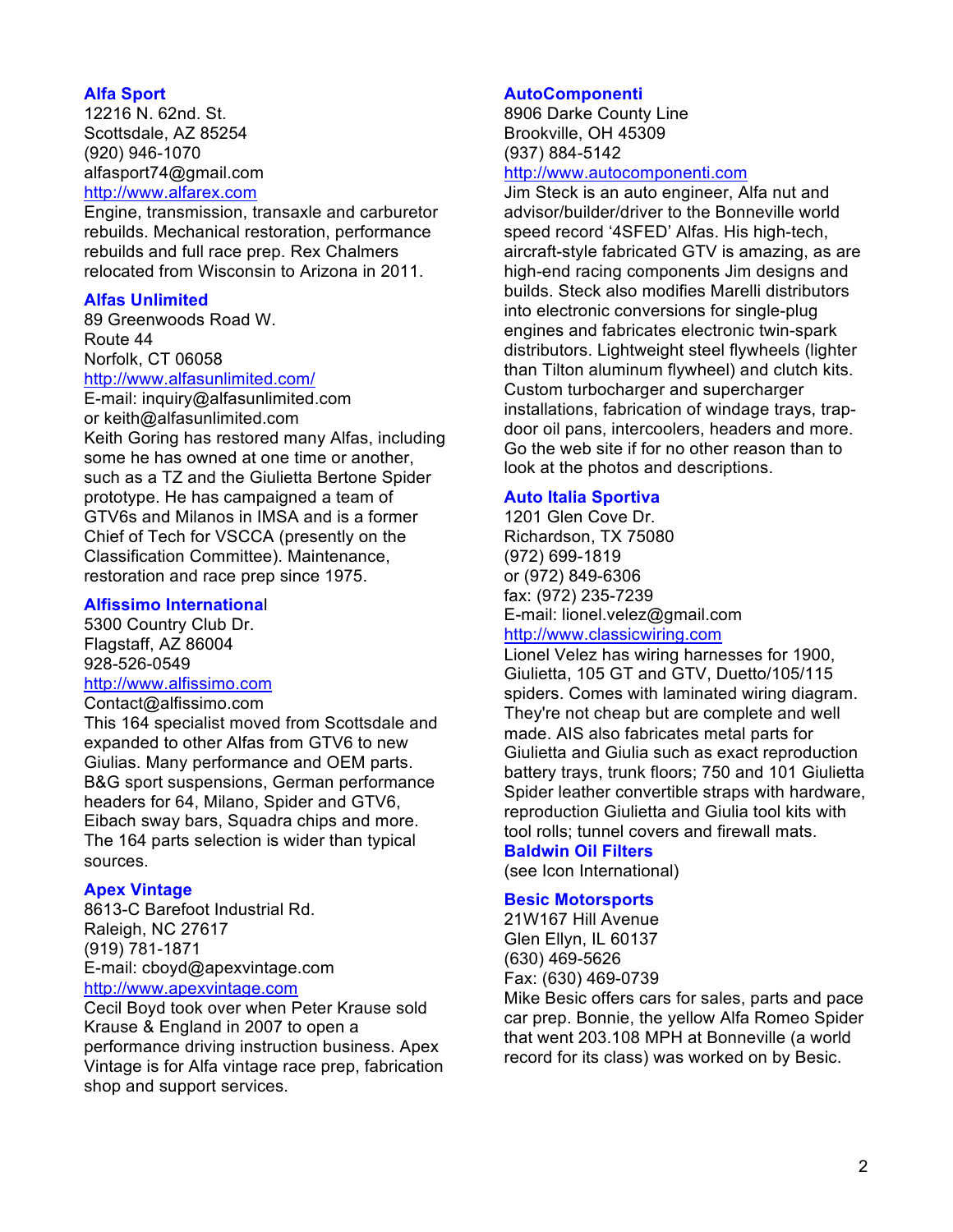### Alfa Sport

12216 N. 62nd. St.
Scottsdale, AZ 85254
(920) 946-1070
alfasport74@gmail.com
http://www.alfarex.com

Engine, transmission, transaxle and carburetor rebuilds. Mechanical restoration, performance rebuilds and full race prep. Rex Chalmers relocated from Wisconsin to Arizona in 2011.

### Alfas Unlimited

89 Greenwoods Road W.
Route 44
Norfolk, CT 06058
http://www.alfasunlimited.com/
E-mail: inquiry@alfasunlimited.com
or keith@alfasunlimited.com

Keith Goring has restored many Alfas, including some he has owned at one time or another, such as a TZ and the Giulietta Bertone Spider prototype. He has campaigned a team of GTV6s and Milanos in IMSA and is a former Chief of Tech for VSCCA (presently on the Classification Committee). Maintenance, restoration and race prep since 1975.

### Alfissimo International

5300 Country Club Dr.
Flagstaff, AZ 86004
928-526-0549
http://www.alfissimo.com
Contact@alfissimo.com

This 164 specialist moved from Scottsdale and expanded to other Alfas from GTV6 to new Giulias. Many performance and OEM parts. B&G sport suspensions, German performance headers for 64, Milano, Spider and GTV6, Eibach sway bars, Squadra chips and more. The 164 parts selection is wider than typical sources.

### Apex Vintage

8613-C Barefoot Industrial Rd.
Raleigh, NC 27617
(919) 781-1871
E-mail: cboyd@apexvintage.com
http://www.apexvintage.com

Cecil Boyd took over when Peter Krause sold Krause & England in 2007 to open a performance driving instruction business. Apex Vintage is for Alfa vintage race prep, fabrication shop and support services.

### AutoComponenti

8906 Darke County Line
Brookville, OH 45309
(937) 884-5142
http://www.autocomponenti.com

Jim Steck is an auto engineer, Alfa nut and advisor/builder/driver to the Bonneville world speed record '4SFED' Alfas. His high-tech, aircraft-style fabricated GTV is amazing, as are high-end racing components Jim designs and builds. Steck also modifies Marelli distributors into electronic conversions for single-plug engines and fabricates electronic twin-spark distributors. Lightweight steel flywheels (lighter than Tilton aluminum flywheel) and clutch kits. Custom turbocharger and supercharger installations, fabrication of windage trays, trap-door oil pans, intercoolers, headers and more. Go the web site if for no other reason than to look at the photos and descriptions.

### Auto Italia Sportiva

1201 Glen Cove Dr.
Richardson, TX 75080
(972) 699-1819
or (972) 849-6306
fax: (972) 235-7239
E-mail: lionel.velez@gmail.com
http://www.classicwiring.com

Lionel Velez has wiring harnesses for 1900, Giulietta, 105 GT and GTV, Duetto/105/115 spiders. Comes with laminated wiring diagram. They're not cheap but are complete and well made. AIS also fabricates metal parts for Giulietta and Giulia such as exact reproduction battery trays, trunk floors; 750 and 101 Giulietta Spider leather convertible straps with hardware, reproduction Giulietta and Giulia tool kits with tool rolls; tunnel covers and firewall mats.

### Baldwin Oil Filters

(see Icon International)

### Besic Motorsports

21W167 Hill Avenue
Glen Ellyn, IL 60137
(630) 469-5626
Fax: (630) 469-0739

Mike Besic offers cars for sales, parts and pace car prep. Bonnie, the yellow Alfa Romeo Spider that went 203.108 MPH at Bonneville (a world record for its class) was worked on by Besic.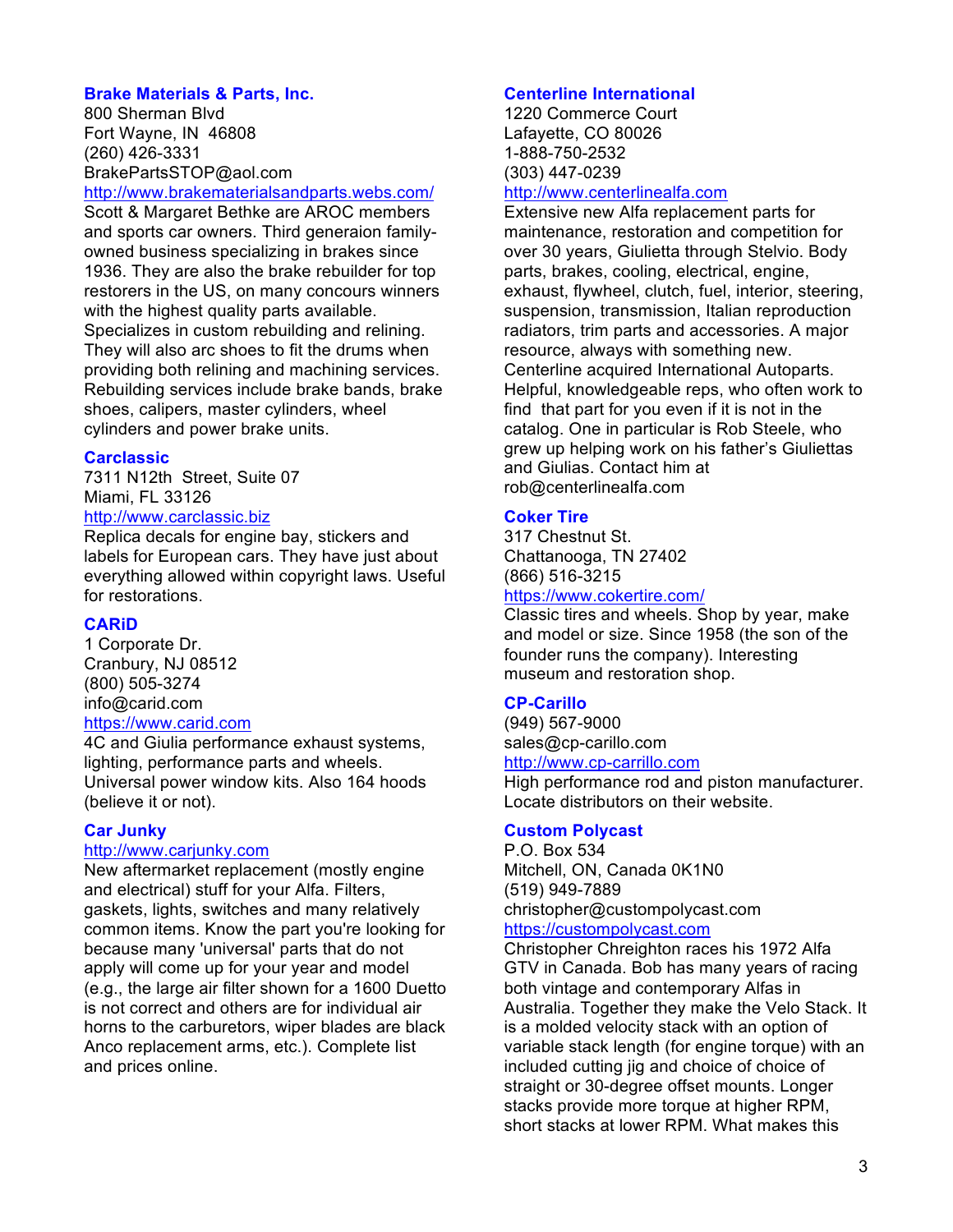### Brake Materials & Parts, Inc.

800 Sherman Blvd
Fort Wayne, IN 46808
(260) 426-3331
BrakePartsSTOP@aol.com
http://www.brakematerialsandparts.webs.com/

Scott & Margaret Bethke are AROC members and sports car owners. Third generaion family-owned business specializing in brakes since 1936. They are also the brake rebuilder for top restorers in the US, on many concours winners with the highest quality parts available. Specializes in custom rebuilding and relining. They will also arc shoes to fit the drums when providing both relining and machining services. Rebuilding services include brake bands, brake shoes, calipers, master cylinders, wheel cylinders and power brake units.

### Carclassic

7311 N12th Street, Suite 07
Miami, FL 33126
http://www.carclassic.biz

Replica decals for engine bay, stickers and labels for European cars. They have just about everything allowed within copyright laws. Useful for restorations.

### CARiD

1 Corporate Dr.
Cranbury, NJ 08512
(800) 505-3274
info@carid.com
https://www.carid.com

4C and Giulia performance exhaust systems, lighting, performance parts and wheels. Universal power window kits. Also 164 hoods (believe it or not).

### Car Junky

http://www.carjunky.com

New aftermarket replacement (mostly engine and electrical) stuff for your Alfa. Filters, gaskets, lights, switches and many relatively common items. Know the part you're looking for because many 'universal' parts that do not apply will come up for your year and model (e.g., the large air filter shown for a 1600 Duetto is not correct and others are for individual air horns to the carburetors, wiper blades are black Anco replacement arms, etc.). Complete list and prices online.

### Centerline International

1220 Commerce Court
Lafayette, CO 80026
1-888-750-2532
(303) 447-0239
http://www.centerlinealfa.com

Extensive new Alfa replacement parts for maintenance, restoration and competition for over 30 years, Giulietta through Stelvio. Body parts, brakes, cooling, electrical, engine, exhaust, flywheel, clutch, fuel, interior, steering, suspension, transmission, Italian reproduction radiators, trim parts and accessories. A major resource, always with something new. Centerline acquired International Autoparts. Helpful, knowledgeable reps, who often work to find that part for you even if it is not in the catalog. One in particular is Rob Steele, who grew up helping work on his father's Giuliettas and Giulias. Contact him at rob@centerlinealfa.com

### Coker Tire

317 Chestnut St.
Chattanooga, TN 27402
(866) 516-3215
https://www.cokertire.com/

Classic tires and wheels. Shop by year, make and model or size. Since 1958 (the son of the founder runs the company). Interesting museum and restoration shop.

### CP-Carillo

(949) 567-9000
sales@cp-carillo.com
http://www.cp-carrillo.com

High performance rod and piston manufacturer. Locate distributors on their website.

### Custom Polycast

P.O. Box 534
Mitchell, ON, Canada 0K1N0
(519) 949-7889
christopher@custompolycast.com
https://custompolycast.com

Christopher Chreighton races his 1972 Alfa GTV in Canada. Bob has many years of racing both vintage and contemporary Alfas in Australia. Together they make the Velo Stack. It is a molded velocity stack with an option of variable stack length (for engine torque) with an included cutting jig and choice of choice of straight or 30-degree offset mounts. Longer stacks provide more torque at higher RPM, short stacks at lower RPM. What makes this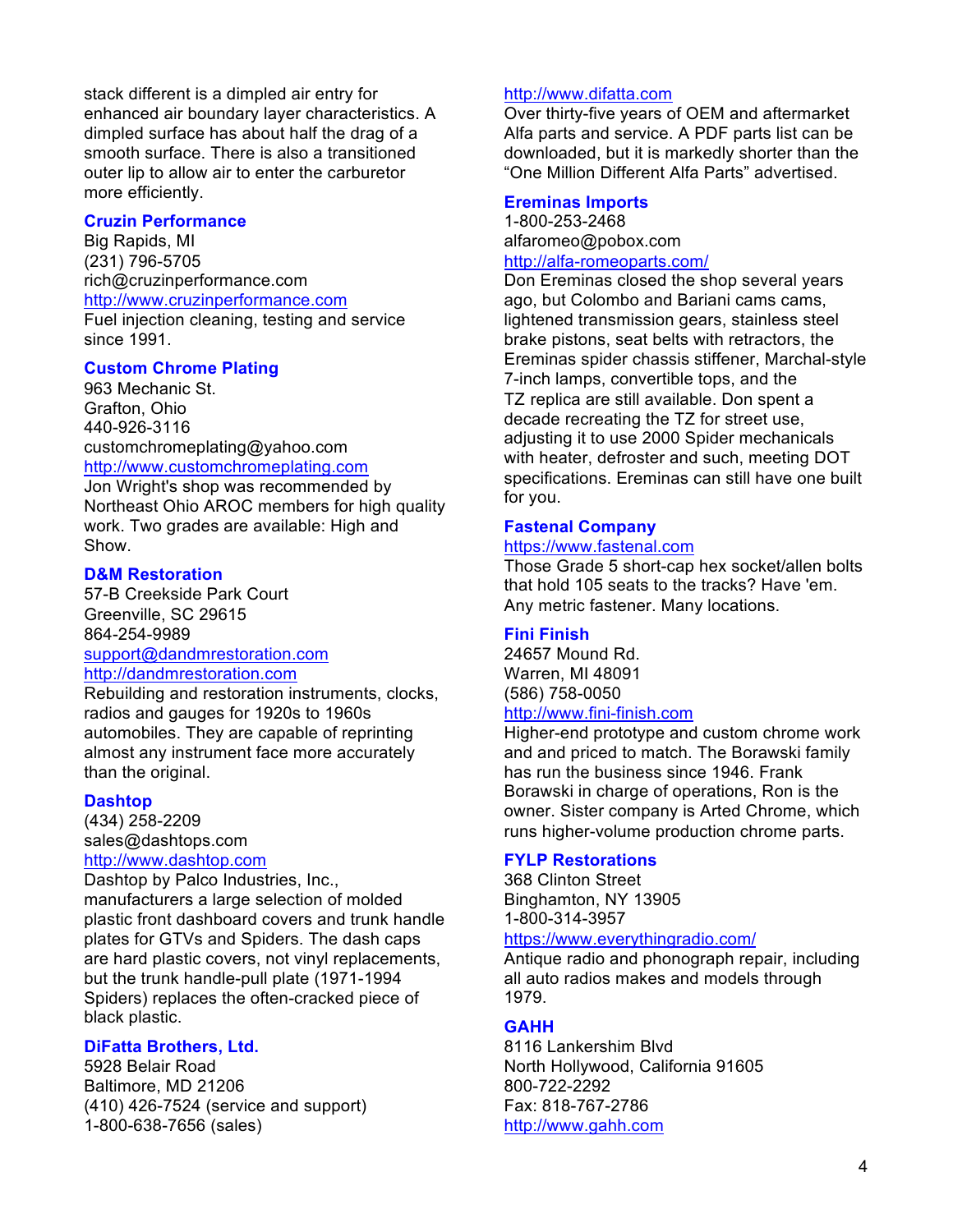stack different is a dimpled air entry for enhanced air boundary layer characteristics. A dimpled surface has about half the drag of a smooth surface. There is also a transitioned outer lip to allow air to enter the carburetor more efficiently.

### Cruzin Performance

Big Rapids, MI
(231) 796-5705
rich@cruzinperformance.com
http://www.cruzinperformance.com
Fuel injection cleaning, testing and service since 1991.

### Custom Chrome Plating

963 Mechanic St.
Grafton, Ohio
440-926-3116
customchromeplating@yahoo.com
http://www.customchromeplating.com
Jon Wright's shop was recommended by Northeast Ohio AROC members for high quality work. Two grades are available: High and Show.

### D&M Restoration

57-B Creekside Park Court
Greenville, SC 29615
864-254-9989
support@dandmrestoration.com
http://dandmrestoration.com
Rebuilding and restoration instruments, clocks, radios and gauges for 1920s to 1960s automobiles. They are capable of reprinting almost any instrument face more accurately than the original.

### Dashtop

(434) 258-2209
sales@dashtops.com
http://www.dashtop.com
Dashtop by Palco Industries, Inc., manufacturers a large selection of molded plastic front dashboard covers and trunk handle plates for GTVs and Spiders. The dash caps are hard plastic covers, not vinyl replacements, but the trunk handle-pull plate (1971-1994 Spiders) replaces the often-cracked piece of black plastic.

### DiFatta Brothers, Ltd.

5928 Belair Road
Baltimore, MD 21206
(410) 426-7524 (service and support)
1-800-638-7656 (sales)
http://www.difatta.com
Over thirty-five years of OEM and aftermarket Alfa parts and service. A PDF parts list can be downloaded, but it is markedly shorter than the “One Million Different Alfa Parts” advertised.

### Ereminas Imports

1-800-253-2468
alfaromeo@pobox.com
http://alfa-romeoparts.com/
Don Ereminas closed the shop several years ago, but Colombo and Bariani cams cams, lightened transmission gears, stainless steel brake pistons, seat belts with retractors, the Ereminas spider chassis stiffener, Marchal-style 7-inch lamps, convertible tops, and the TZ replica are still available. Don spent a decade recreating the TZ for street use, adjusting it to use 2000 Spider mechanicals with heater, defroster and such, meeting DOT specifications. Ereminas can still have one built for you.

### Fastenal Company

https://www.fastenal.com
Those Grade 5 short-cap hex socket/allen bolts that hold 105 seats to the tracks? Have 'em. Any metric fastener. Many locations.

### Fini Finish

24657 Mound Rd.
Warren, MI 48091
(586) 758-0050
http://www.fini-finish.com
Higher-end prototype and custom chrome work and and priced to match. The Borawski family has run the business since 1946. Frank Borawski in charge of operations, Ron is the owner. Sister company is Arted Chrome, which runs higher-volume production chrome parts.

### FYLP Restorations

368 Clinton Street
Binghamton, NY 13905
1-800-314-3957
https://www.everythingradio.com/
Antique radio and phonograph repair, including all auto radios makes and models through 1979.

### GAHH

8116 Lankershim Blvd
North Hollywood, California 91605
800-722-2292
Fax: 818-767-2786
http://www.gahh.com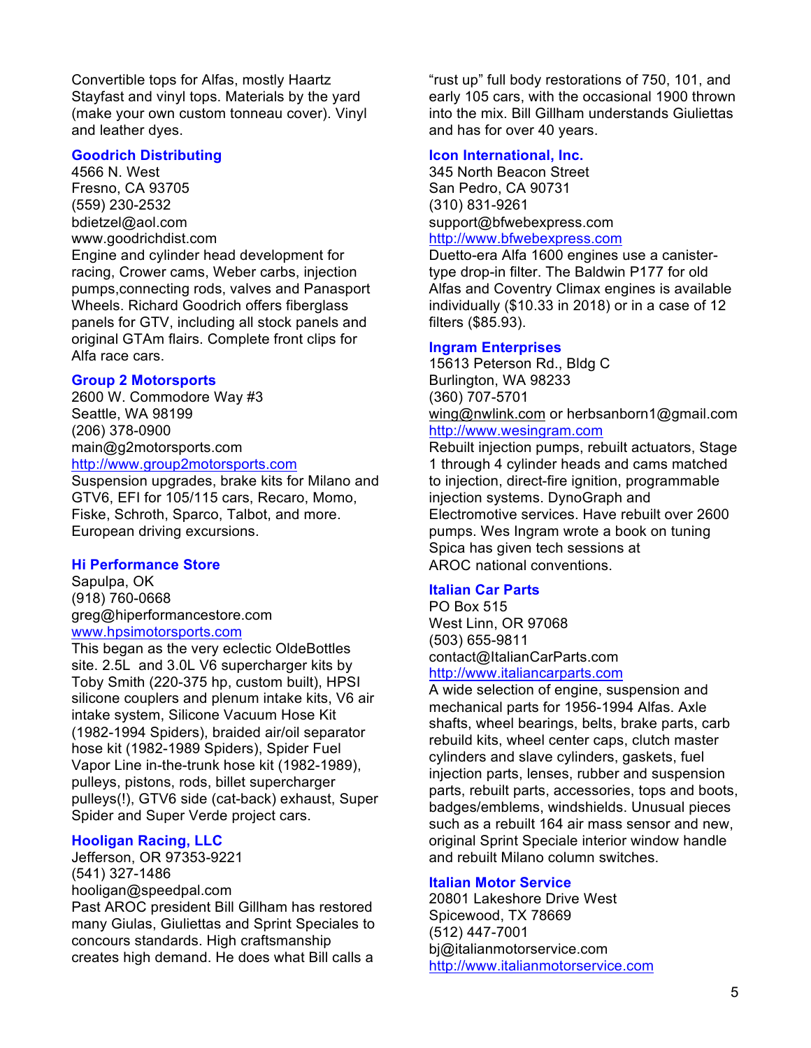Convertible tops for Alfas, mostly Haartz Stayfast and vinyl tops. Materials by the yard (make your own custom tonneau cover). Vinyl and leather dyes.

### Goodrich Distributing

4566 N. West
Fresno, CA 93705
(559) 230-2532
bdietzel@aol.com
www.goodrichdist.com
Engine and cylinder head development for racing, Crower cams, Weber carbs, injection pumps,connecting rods, valves and Panasport Wheels. Richard Goodrich offers fiberglass panels for GTV, including all stock panels and original GTAm flairs. Complete front clips for Alfa race cars.

### Group 2 Motorsports

2600 W. Commodore Way #3
Seattle, WA 98199
(206) 378-0900
main@g2motorsports.com
http://www.group2motorsports.com
Suspension upgrades, brake kits for Milano and GTV6, EFI for 105/115 cars, Recaro, Momo, Fiske, Schroth, Sparco, Talbot, and more. European driving excursions.

### Hi Performance Store

Sapulpa, OK
(918) 760-0668
greg@hiperformancestore.com
www.hpsimotorsports.com
This began as the very eclectic OldeBottles site. 2.5L and 3.0L V6 supercharger kits by Toby Smith (220-375 hp, custom built), HPSI silicone couplers and plenum intake kits, V6 air intake system, Silicone Vacuum Hose Kit (1982-1994 Spiders), braided air/oil separator hose kit (1982-1989 Spiders), Spider Fuel Vapor Line in-the-trunk hose kit (1982-1989), pulleys, pistons, rods, billet supercharger pulleys(!), GTV6 side (cat-back) exhaust, Super Spider and Super Verde project cars.

### Hooligan Racing, LLC

Jefferson, OR 97353-9221
(541) 327-1486
hooligan@speedpal.com
Past AROC president Bill Gillham has restored many Giulas, Giuliettas and Sprint Speciales to concours standards. High craftsmanship creates high demand. He does what Bill calls a "rust up" full body restorations of 750, 101, and early 105 cars, with the occasional 1900 thrown into the mix. Bill Gillham understands Giuliettas and has for over 40 years.

### Icon International, Inc.

345 North Beacon Street
San Pedro, CA 90731
(310) 831-9261
support@bfwebexpress.com
http://www.bfwebexpress.com
Duetto-era Alfa 1600 engines use a canister-type drop-in filter. The Baldwin P177 for old Alfas and Coventry Climax engines is available individually ($10.33 in 2018) or in a case of 12 filters ($85.93).

### Ingram Enterprises

15613 Peterson Rd., Bldg C
Burlington, WA 98233
(360) 707-5701
wing@nwlink.com or herbsanborn1@gmail.com
http://www.wesingram.com
Rebuilt injection pumps, rebuilt actuators, Stage 1 through 4 cylinder heads and cams matched to injection, direct-fire ignition, programmable injection systems. DynoGraph and Electromotive services. Have rebuilt over 2600 pumps. Wes Ingram wrote a book on tuning Spica has given tech sessions at AROC national conventions.

### Italian Car Parts

PO Box 515
West Linn, OR 97068
(503) 655-9811
contact@ItalianCarParts.com
http://www.italiancarparts.com
A wide selection of engine, suspension and mechanical parts for 1956-1994 Alfas. Axle shafts, wheel bearings, belts, brake parts, carb rebuild kits, wheel center caps, clutch master cylinders and slave cylinders, gaskets, fuel injection parts, lenses, rubber and suspension parts, rebuilt parts, accessories, tops and boots, badges/emblems, windshields. Unusual pieces such as a rebuilt 164 air mass sensor and new, original Sprint Speciale interior window handle and rebuilt Milano column switches.

### Italian Motor Service

20801 Lakeshore Drive West
Spicewood, TX 78669
(512) 447-7001
bj@italianmotorservice.com
http://www.italianmotorservice.com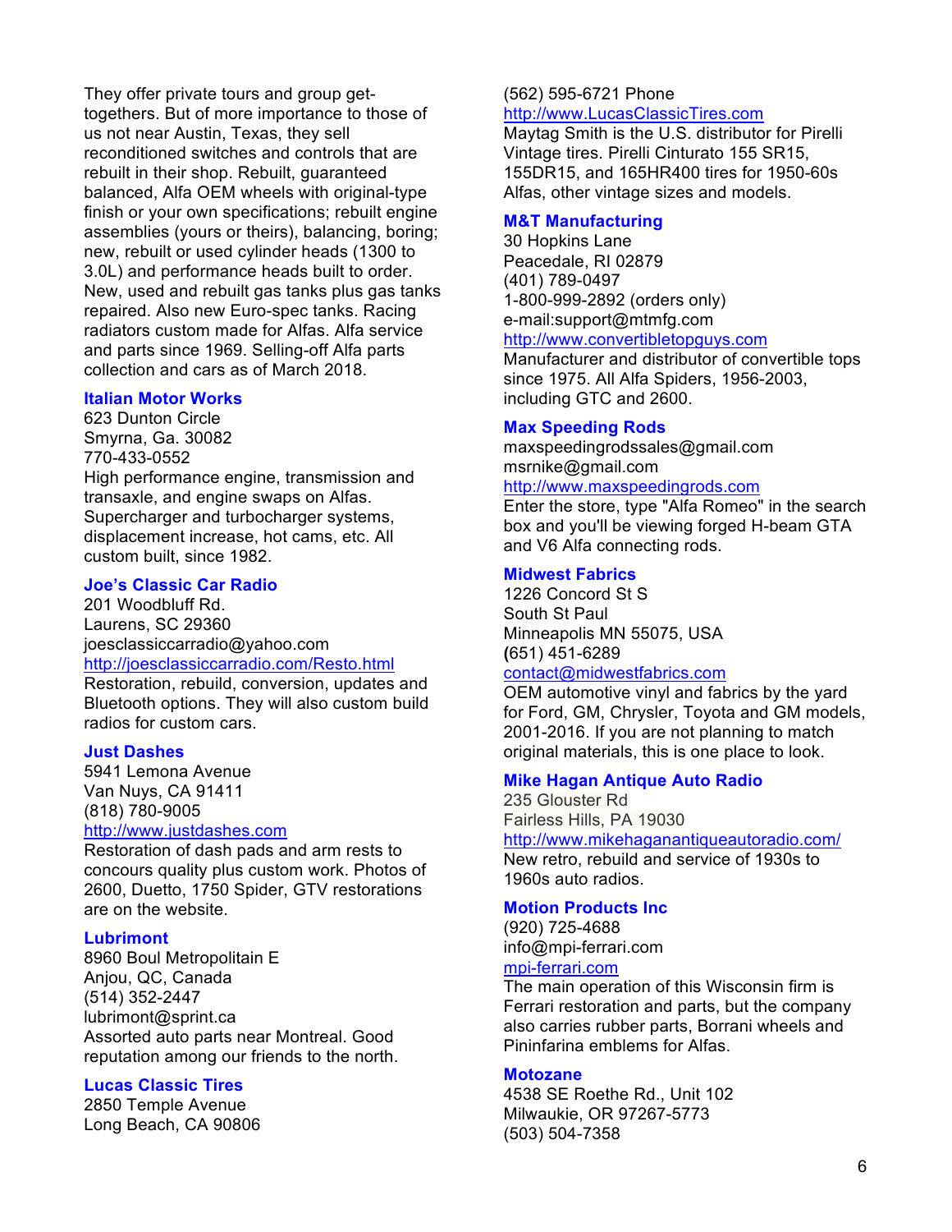They offer private tours and group get-togethers. But of more importance to those of us not near Austin, Texas, they sell reconditioned switches and controls that are rebuilt in their shop. Rebuilt, guaranteed balanced, Alfa OEM wheels with original-type finish or your own specifications; rebuilt engine assemblies (yours or theirs), balancing, boring; new, rebuilt or used cylinder heads (1300 to 3.0L) and performance heads built to order. New, used and rebuilt gas tanks plus gas tanks repaired. Also new Euro-spec tanks. Racing radiators custom made for Alfas. Alfa service and parts since 1969. Selling-off Alfa parts collection and cars as of March 2018.

**Italian Motor Works**
623 Dunton Circle
Smyrna, Ga. 30082
770-433-0552
High performance engine, transmission and transaxle, and engine swaps on Alfas. Supercharger and turbocharger systems, displacement increase, hot cams, etc. All custom built, since 1982.

**Joe's Classic Car Radio**
201 Woodbluff Rd.
Laurens, SC 29360
joesclassiccarradio@yahoo.com
http://joesclassiccarradio.com/Resto.html
Restoration, rebuild, conversion, updates and Bluetooth options. They will also custom build radios for custom cars.

**Just Dashes**
5941 Lemona Avenue
Van Nuys, CA 91411
(818) 780-9005
http://www.justdashes.com
Restoration of dash pads and arm rests to concours quality plus custom work. Photos of 2600, Duetto, 1750 Spider, GTV restorations are on the website.

**Lubrimont**
8960 Boul Metropolitain E
Anjou, QC, Canada
(514) 352-2447
lubrimont@sprint.ca
Assorted auto parts near Montreal. Good reputation among our friends to the north.

**Lucas Classic Tires**
2850 Temple Avenue
Long Beach, CA 90806
(562) 595-6721 Phone
http://www.LucasClassicTires.com
Maytag Smith is the U.S. distributor for Pirelli Vintage tires. Pirelli Cinturato 155 SR15, 155DR15, and 165HR400 tires for 1950-60s Alfas, other vintage sizes and models.

**M&T Manufacturing**
30 Hopkins Lane
Peacedale, RI 02879
(401) 789-0497
1-800-999-2892 (orders only)
e-mail:support@mtmfg.com
http://www.convertibletopguys.com
Manufacturer and distributor of convertible tops since 1975. All Alfa Spiders, 1956-2003, including GTC and 2600.

**Max Speeding Rods**
maxspeedingrodssales@gmail.com
msrnike@gmail.com
http://www.maxspeedingrods.com
Enter the store, type "Alfa Romeo" in the search box and you'll be viewing forged H-beam GTA and V6 Alfa connecting rods.

**Midwest Fabrics**
1226 Concord St S
South St Paul
Minneapolis MN 55075, USA
(651) 451-6289
contact@midwestfabrics.com
OEM automotive vinyl and fabrics by the yard for Ford, GM, Chrysler, Toyota and GM models, 2001-2016. If you are not planning to match original materials, this is one place to look.

**Mike Hagan Antique Auto Radio**
235 Glouster Rd
Fairless Hills, PA 19030
http://www.mikehaganantiqueautoradio.com/
New retro, rebuild and service of 1930s to 1960s auto radios.

**Motion Products Inc**
(920) 725-4688
info@mpi-ferrari.com
mpi-ferrari.com
The main operation of this Wisconsin firm is Ferrari restoration and parts, but the company also carries rubber parts, Borrani wheels and Pininfarina emblems for Alfas.

**Motozane**
4538 SE Roethe Rd., Unit 102
Milwaukie, OR 97267-5773
(503) 504-7358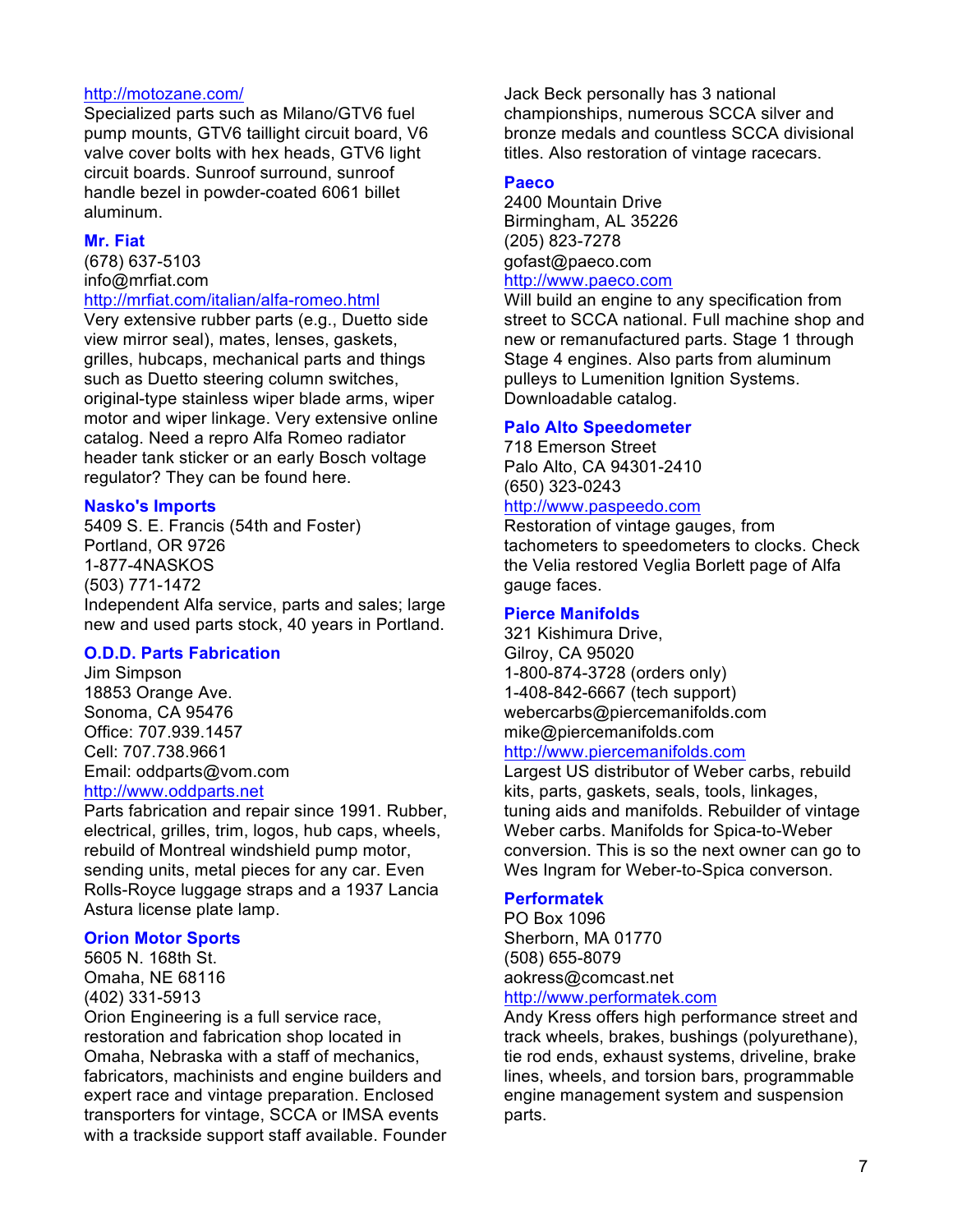http://motozane.com/
Specialized parts such as Milano/GTV6 fuel pump mounts, GTV6 taillight circuit board, V6 valve cover bolts with hex heads, GTV6 light circuit boards. Sunroof surround, sunroof handle bezel in powder-coated 6061 billet aluminum.

### Mr. Fiat

(678) 637-5103
info@mrfiat.com
http://mrfiat.com/italian/alfa-romeo.html
Very extensive rubber parts (e.g., Duetto side view mirror seal), mates, lenses, gaskets, grilles, hubcaps, mechanical parts and things such as Duetto steering column switches, original-type stainless wiper blade arms, wiper motor and wiper linkage. Very extensive online catalog. Need a repro Alfa Romeo radiator header tank sticker or an early Bosch voltage regulator? They can be found here.

### Nasko's Imports

5409 S. E. Francis (54th and Foster)
Portland, OR 9726
1-877-4NASKOS
(503) 771-1472
Independent Alfa service, parts and sales; large new and used parts stock, 40 years in Portland.

### O.D.D. Parts Fabrication

Jim Simpson
18853 Orange Ave.
Sonoma, CA 95476
Office: 707.939.1457
Cell: 707.738.9661
Email: oddparts@vom.com
http://www.oddparts.net
Parts fabrication and repair since 1991. Rubber, electrical, grilles, trim, logos, hub caps, wheels, rebuild of Montreal windshield pump motor, sending units, metal pieces for any car. Even Rolls-Royce luggage straps and a 1937 Lancia Astura license plate lamp.

### Orion Motor Sports

5605 N. 168th St.
Omaha, NE 68116
(402) 331-5913
Orion Engineering is a full service race, restoration and fabrication shop located in Omaha, Nebraska with a staff of mechanics, fabricators, machinists and engine builders and expert race and vintage preparation. Enclosed transporters for vintage, SCCA or IMSA events with a trackside support staff available. Founder Jack Beck personally has 3 national championships, numerous SCCA silver and bronze medals and countless SCCA divisional titles. Also restoration of vintage racecars.

### Paeco

2400 Mountain Drive
Birmingham, AL 35226
(205) 823-7278
gofast@paeco.com
http://www.paeco.com
Will build an engine to any specification from street to SCCA national. Full machine shop and new or remanufactured parts. Stage 1 through Stage 4 engines. Also parts from aluminum pulleys to Lumenition Ignition Systems. Downloadable catalog.

### Palo Alto Speedometer

718 Emerson Street
Palo Alto, CA 94301-2410
(650) 323-0243
http://www.paspeedo.com
Restoration of vintage gauges, from tachometers to speedometers to clocks. Check the Velia restored Veglia Borlett page of Alfa gauge faces.

### Pierce Manifolds

321 Kishimura Drive,
Gilroy, CA 95020
1-800-874-3728 (orders only)
1-408-842-6667 (tech support)
webercarbs@piercemanifolds.com
mike@piercemanifolds.com
http://www.piercemanifolds.com
Largest US distributor of Weber carbs, rebuild kits, parts, gaskets, seals, tools, linkages, tuning aids and manifolds. Rebuilder of vintage Weber carbs. Manifolds for Spica-to-Weber conversion. This is so the next owner can go to Wes Ingram for Weber-to-Spica converson.

### Performatek

PO Box 1096
Sherborn, MA 01770
(508) 655-8079
aokress@comcast.net
http://www.performatek.com
Andy Kress offers high performance street and track wheels, brakes, bushings (polyurethane), tie rod ends, exhaust systems, driveline, brake lines, wheels, and torsion bars, programmable engine management system and suspension parts.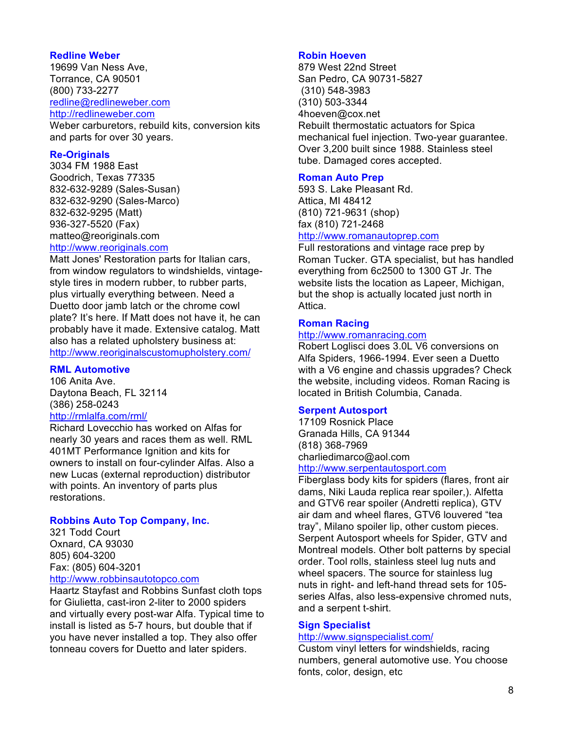### Redline Weber

19699 Van Ness Ave,
Torrance, CA 90501
(800) 733-2277
redline@redlineweber.com
http://redlineweber.com
Weber carburetors, rebuild kits, conversion kits and parts for over 30 years.

### Re-Originals

3034 FM 1988 East
Goodrich, Texas 77335
832-632-9289 (Sales-Susan)
832-632-9290 (Sales-Marco)
832-632-9295 (Matt)
936-327-5520 (Fax)
matteo@reoriginals.com
http://www.reoriginals.com
Matt Jones' Restoration parts for Italian cars, from window regulators to windshields, vintage-style tires in modern rubber, to rubber parts, plus virtually everything between. Need a Duetto door jamb latch or the chrome cowl plate? It's here. If Matt does not have it, he can probably have it made. Extensive catalog. Matt also has a related upholstery business at: http://www.reoriginalscustomupholstery.com/

### RML Automotive

106 Anita Ave.
Daytona Beach, FL 32114
(386) 258-0243
http://rmlalfa.com/rml/
Richard Lovecchio has worked on Alfas for nearly 30 years and races them as well. RML 401MT Performance Ignition and kits for owners to install on four-cylinder Alfas. Also a new Lucas (external reproduction) distributor with points. An inventory of parts plus restorations.

### Robbins Auto Top Company, Inc.

321 Todd Court
Oxnard, CA 93030
805) 604-3200
Fax: (805) 604-3201
http://www.robbinsautotopco.com
Haartz Stayfast and Robbins Sunfast cloth tops for Giulietta, cast-iron 2-liter to 2000 spiders and virtually every post-war Alfa. Typical time to install is listed as 5-7 hours, but double that if you have never installed a top. They also offer tonneau covers for Duetto and later spiders.

### Robin Hoeven

879 West 22nd Street
San Pedro, CA 90731-5827
(310) 548-3983
(310) 503-3344
4hoeven@cox.net
Rebuilt thermostatic actuators for Spica mechanical fuel injection. Two-year guarantee. Over 3,200 built since 1988. Stainless steel tube. Damaged cores accepted.

### Roman Auto Prep

593 S. Lake Pleasant Rd.
Attica, MI 48412
(810) 721-9631 (shop)
fax (810) 721-2468
http://www.romanautoprep.com
Full restorations and vintage race prep by Roman Tucker. GTA specialist, but has handled everything from 6c2500 to 1300 GT Jr. The website lists the location as Lapeer, Michigan, but the shop is actually located just north in Attica.

### Roman Racing

http://www.romanracing.com
Robert Loglisci does 3.0L V6 conversions on Alfa Spiders, 1966-1994. Ever seen a Duetto with a V6 engine and chassis upgrades? Check the website, including videos. Roman Racing is located in British Columbia, Canada.

### Serpent Autosport

17109 Rosnick Place
Granada Hills, CA 91344
(818) 368-7969
charliedimarco@aol.com
http://www.serpentautosport.com
Fiberglass body kits for spiders (flares, front air dams, Niki Lauda replica rear spoiler,). Alfetta and GTV6 rear spoiler (Andretti replica), GTV air dam and wheel flares, GTV6 louvered "tea tray", Milano spoiler lip, other custom pieces. Serpent Autosport wheels for Spider, GTV and Montreal models. Other bolt patterns by special order. Tool rolls, stainless steel lug nuts and wheel spacers. The source for stainless lug nuts in right- and left-hand thread sets for 105-series Alfas, also less-expensive chromed nuts, and a serpent t-shirt.

### Sign Specialist

http://www.signspecialist.com/
Custom vinyl letters for windshields, racing numbers, general automotive use. You choose fonts, color, design, etc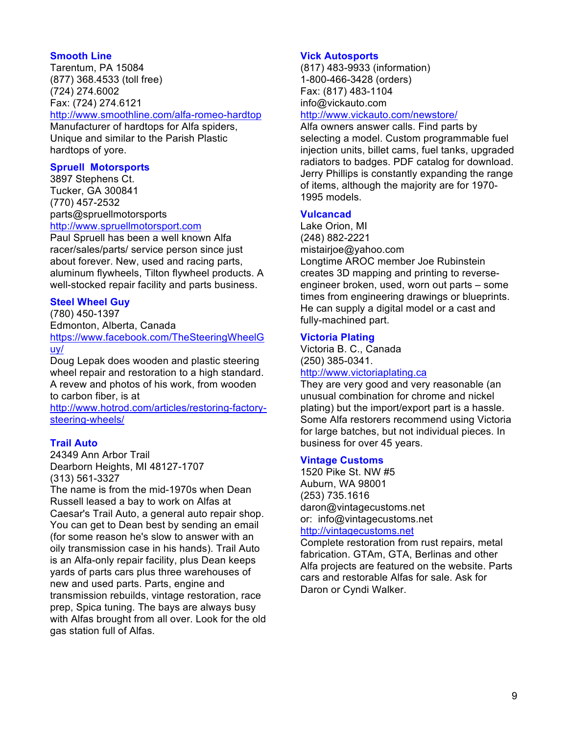### Smooth Line

Tarentum, PA 15084
(877) 368.4533 (toll free)
(724) 274.6002
Fax: (724) 274.6121
http://www.smoothline.com/alfa-romeo-hardtop
Manufacturer of hardtops for Alfa spiders, Unique and similar to the Parish Plastic hardtops of yore.

### Spruell  Motorsports

3897 Stephens Ct.
Tucker, GA 300841
(770) 457-2532
parts@spruellmotorsports
http://www.spruellmotorsport.com
Paul Spruell has been a well known Alfa racer/sales/parts/ service person since just about forever. New, used and racing parts, aluminum flywheels, Tilton flywheel products. A well-stocked repair facility and parts business.

### Steel Wheel Guy

(780) 450-1397
Edmonton, Alberta, Canada
https://www.facebook.com/TheSteeringWheelGuy/
Doug Lepak does wooden and plastic steering wheel repair and restoration to a high standard. A revew and photos of his work, from wooden to carbon fiber, is at
http://www.hotrod.com/articles/restoring-factory-steering-wheels/

### Trail Auto

24349 Ann Arbor Trail
Dearborn Heights, MI 48127-1707
(313) 561-3327
The name is from the mid-1970s when Dean Russell leased a bay to work on Alfas at Caesar's Trail Auto, a general auto repair shop. You can get to Dean best by sending an email (for some reason he's slow to answer with an oily transmission case in his hands). Trail Auto is an Alfa-only repair facility, plus Dean keeps yards of parts cars plus three warehouses of new and used parts. Parts, engine and transmission rebuilds, vintage restoration, race prep, Spica tuning. The bays are always busy with Alfas brought from all over. Look for the old gas station full of Alfas.

### Vick Autosports

(817) 483-9933 (information)
1-800-466-3428 (orders)
Fax: (817) 483-1104
info@vickauto.com
http://www.vickauto.com/newstore/
Alfa owners answer calls. Find parts by selecting a model. Custom programmable fuel injection units, billet cams, fuel tanks, upgraded radiators to badges. PDF catalog for download. Jerry Phillips is constantly expanding the range of items, although the majority are for 1970-1995 models.

### Vulcancad

Lake Orion, MI
(248) 882-2221
mistairjoe@yahoo.com
Longtime AROC member Joe Rubinstein creates 3D mapping and printing to reverse-engineer broken, used, worn out parts – some times from engineering drawings or blueprints. He can supply a digital model or a cast and fully-machined part.

### Victoria Plating

Victoria B. C., Canada
(250) 385-0341.
http://www.victoriaplating.ca
They are very good and very reasonable (an unusual combination for chrome and nickel plating) but the import/export part is a hassle. Some Alfa restorers recommend using Victoria for large batches, but not individual pieces. In business for over 45 years.

### Vintage Customs

1520 Pike St. NW #5
Auburn, WA 98001
(253) 735.1616
daron@vintagecustoms.net
or:  info@vintagecustoms.net
http://vintagecustoms.net
Complete restoration from rust repairs, metal fabrication. GTAm, GTA, Berlinas and other Alfa projects are featured on the website. Parts cars and restorable Alfas for sale. Ask for Daron or Cyndi Walker.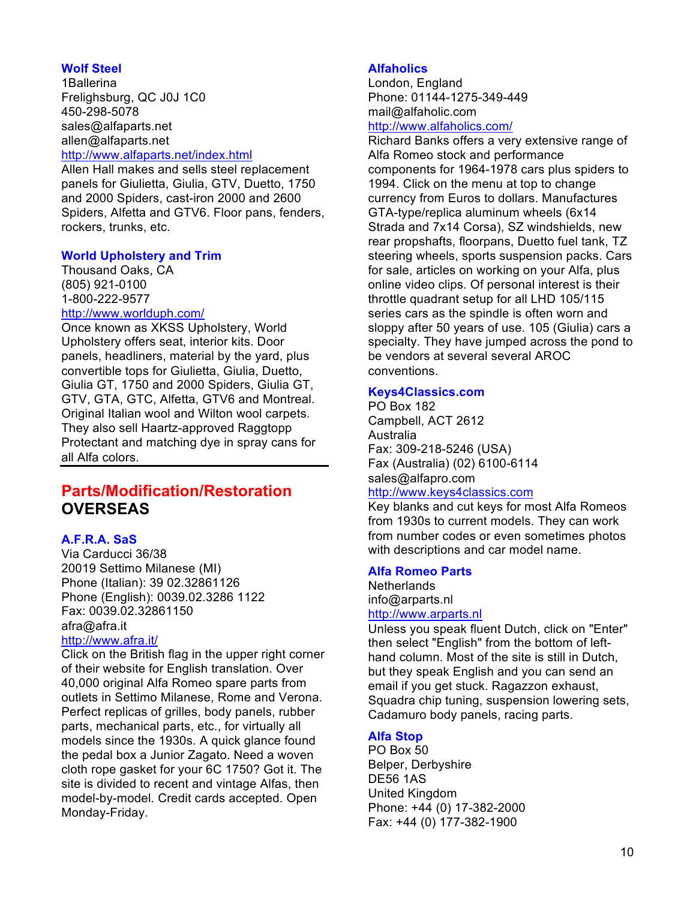### Wolf Steel

1Ballerina
Frelighsburg, QC J0J 1C0
450-298-5078
sales@alfaparts.net
allen@alfaparts.net
http://www.alfaparts.net/index.html
Allen Hall makes and sells steel replacement panels for Giulietta, Giulia, GTV, Duetto, 1750 and 2000 Spiders, cast-iron 2000 and 2600 Spiders, Alfetta and GTV6. Floor pans, fenders, rockers, trunks, etc.

### World Upholstery and Trim

Thousand Oaks, CA
(805) 921-0100
1-800-222-9577
http://www.worlduph.com/
Once known as XKSS Upholstery, World Upholstery offers seat, interior kits. Door panels, headliners, material by the yard, plus convertible tops for Giulietta, Giulia, Duetto, Giulia GT, 1750 and 2000 Spiders, Giulia GT, GTV, GTA, GTC, Alfetta, GTV6 and Montreal. Original Italian wool and Wilton wool carpets. They also sell Haartz-approved Raggtopp Protectant and matching dye in spray cans for all Alfa colors.

---

## Parts/Modification/Restoration
## OVERSEAS

### A.F.R.A. SaS

Via Carducci 36/38
20019 Settimo Milanese (MI)
Phone (Italian): 39 02.32861126
Phone (English): 0039.02.3286 1122
Fax: 0039.02.32861150
afra@afra.it
http://www.afra.it/
Click on the British flag in the upper right corner of their website for English translation. Over 40,000 original Alfa Romeo spare parts from outlets in Settimo Milanese, Rome and Verona. Perfect replicas of grilles, body panels, rubber parts, mechanical parts, etc., for virtually all models since the 1930s. A quick glance found the pedal box a Junior Zagato. Need a woven cloth rope gasket for your 6C 1750? Got it. The site is divided to recent and vintage Alfas, then model-by-model. Credit cards accepted. Open Monday-Friday.

### Alfaholics

London, England
Phone: 01144-1275-349-449
mail@alfaholic.com
http://www.alfaholics.com/
Richard Banks offers a very extensive range of Alfa Romeo stock and performance components for 1964-1978 cars plus spiders to 1994. Click on the menu at top to change currency from Euros to dollars. Manufactures GTA-type/replica aluminum wheels (6x14 Strada and 7x14 Corsa), SZ windshields, new rear propshafts, floorpans, Duetto fuel tank, TZ steering wheels, sports suspension packs. Cars for sale, articles on working on your Alfa, plus online video clips. Of personal interest is their throttle quadrant setup for all LHD 105/115 series cars as the spindle is often worn and sloppy after 50 years of use. 105 (Giulia) cars a specialty. They have jumped across the pond to be vendors at several several AROC conventions.

### Keys4Classics.com

PO Box 182
Campbell, ACT 2612
Australia
Fax: 309-218-5246 (USA)
Fax (Australia) (02) 6100-6114
sales@alfapro.com
http://www.keys4classics.com
Key blanks and cut keys for most Alfa Romeos from 1930s to current models. They can work from number codes or even sometimes photos with descriptions and car model name.

### Alfa Romeo Parts

Netherlands
info@arparts.nl
http://www.arparts.nl
Unless you speak fluent Dutch, click on "Enter" then select "English" from the bottom of left-hand column. Most of the site is still in Dutch, but they speak English and you can send an email if you get stuck. Ragazzon exhaust, Squadra chip tuning, suspension lowering sets, Cadamuro body panels, racing parts.

### Alfa Stop

PO Box 50
Belper, Derbyshire
DE56 1AS
United Kingdom
Phone: +44 (0) 17-382-2000
Fax: +44 (0) 177-382-1900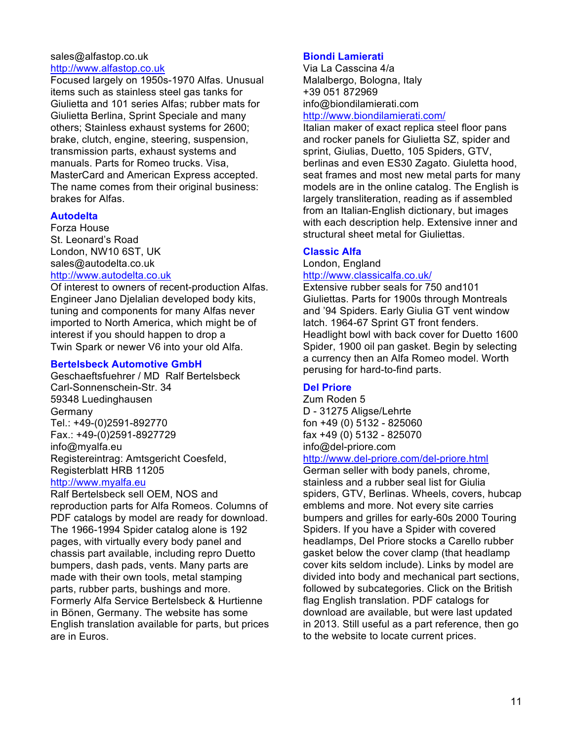sales@alfastop.co.uk
http://www.alfastop.co.uk
Focused largely on 1950s-1970 Alfas. Unusual items such as stainless steel gas tanks for Giulietta and 101 series Alfas; rubber mats for Giulietta Berlina, Sprint Speciale and many others; Stainless exhaust systems for 2600; brake, clutch, engine, steering, suspension, transmission parts, exhaust systems and manuals. Parts for Romeo trucks. Visa, MasterCard and American Express accepted. The name comes from their original business: brakes for Alfas.

### Autodelta

Forza House
St. Leonard's Road
London, NW10 6ST, UK
sales@autodelta.co.uk
http://www.autodelta.co.uk
Of interest to owners of recent-production Alfas. Engineer Jano Djelalian developed body kits, tuning and components for many Alfas never imported to North America, which might be of interest if you should happen to drop a Twin Spark or newer V6 into your old Alfa.

### Bertelsbeck Automotive GmbH

Geschaeftsfuehrer / MD Ralf Bertelsbeck
Carl-Sonnenschein-Str. 34
59348 Luedinghausen
Germany
Tel.: +49-(0)2591-892770
Fax.: +49-(0)2591-8927729
info@myalfa.eu
Registereintrag: Amtsgericht Coesfeld, Registerblatt HRB 11205
http://www.myalfa.eu
Ralf Bertelsbeck sell OEM, NOS and reproduction parts for Alfa Romeos. Columns of PDF catalogs by model are ready for download. The 1966-1994 Spider catalog alone is 192 pages, with virtually every body panel and chassis part available, including repro Duetto bumpers, dash pads, vents. Many parts are made with their own tools, metal stamping parts, rubber parts, bushings and more. Formerly Alfa Service Bertelsbeck & Hurtienne in Bönen, Germany. The website has some English translation available for parts, but prices are in Euros.

### Biondi Lamierati

Via La Casscina 4/a
Malalbergo, Bologna, Italy
+39 051 872969
info@biondilamierati.com
http://www.biondilamierati.com/
Italian maker of exact replica steel floor pans and rocker panels for Giulietta SZ, spider and sprint, Giulias, Duetto, 105 Spiders, GTV, berlinas and even ES30 Zagato. Giuletta hood, seat frames and most new metal parts for many models are in the online catalog. The English is largely transliteration, reading as if assembled from an Italian-English dictionary, but images with each description help. Extensive inner and structural sheet metal for Giuliettas.

### Classic Alfa

London, England
http://www.classicalfa.co.uk/
Extensive rubber seals for 750 and101 Giuliettas. Parts for 1900s through Montreals and '94 Spiders. Early Giulia GT vent window latch. 1964-67 Sprint GT front fenders. Headlight bowl with back cover for Duetto 1600 Spider, 1900 oil pan gasket. Begin by selecting a currency then an Alfa Romeo model. Worth perusing for hard-to-find parts.

### Del Priore

Zum Roden 5
D - 31275 Aligse/Lehrte
fon +49 (0) 5132 - 825060
fax +49 (0) 5132 - 825070
info@del-priore.com
http://www.del-priore.com/del-priore.html
German seller with body panels, chrome, stainless and a rubber seal list for Giulia spiders, GTV, Berlinas. Wheels, covers, hubcap emblems and more. Not every site carries bumpers and grilles for early-60s 2000 Touring Spiders. If you have a Spider with covered headlamps, Del Priore stocks a Carello rubber gasket below the cover clamp (that headlamp cover kits seldom include). Links by model are divided into body and mechanical part sections, followed by subcategories. Click on the British flag English translation. PDF catalogs for download are available, but were last updated in 2013. Still useful as a part reference, then go to the website to locate current prices.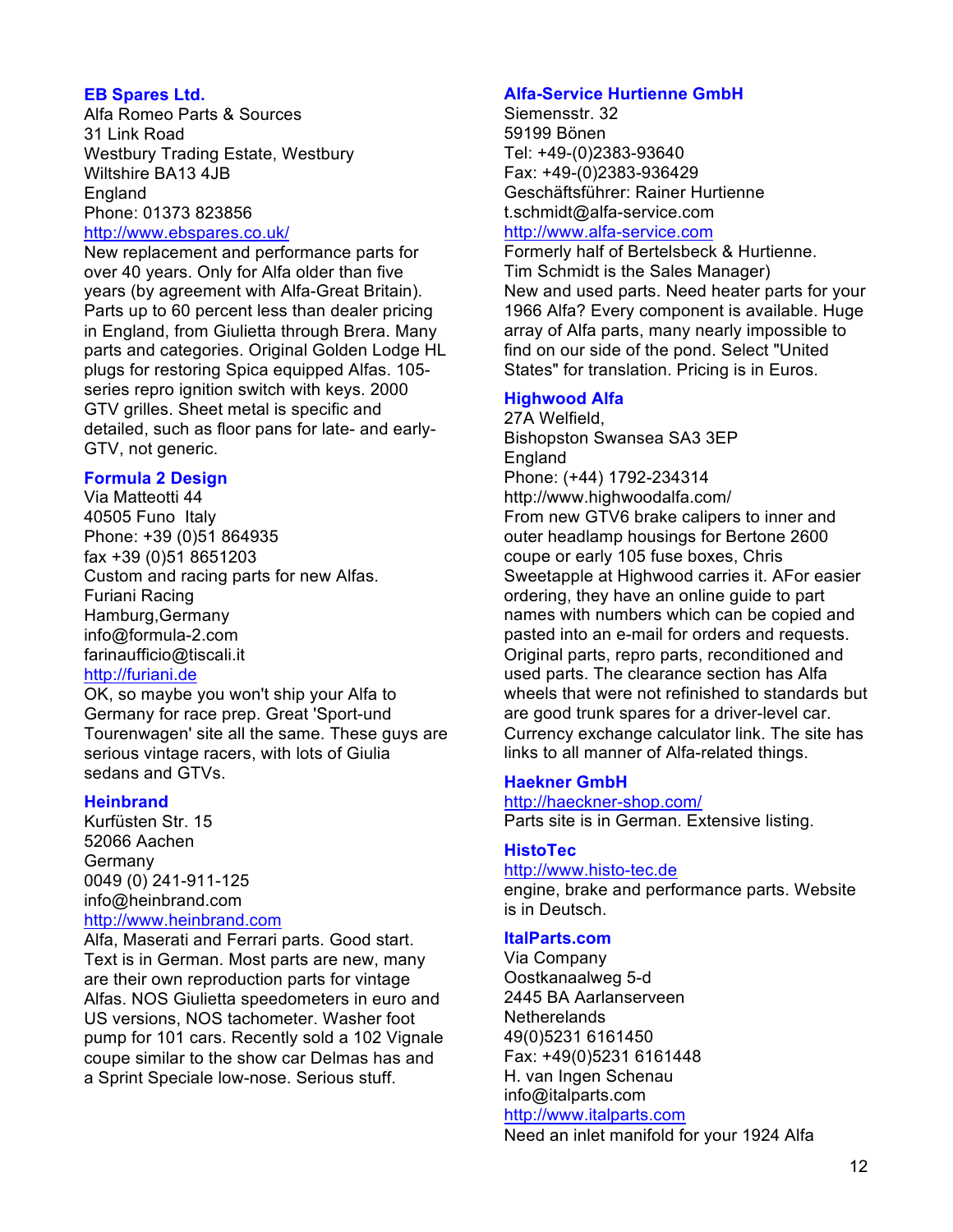### EB Spares Ltd.

Alfa Romeo Parts & Sources
31 Link Road
Westbury Trading Estate, Westbury
Wiltshire BA13 4JB
England
Phone: 01373 823856
http://www.ebspares.co.uk/
New replacement and performance parts for over 40 years. Only for Alfa older than five years (by agreement with Alfa-Great Britain). Parts up to 60 percent less than dealer pricing in England, from Giulietta through Brera. Many parts and categories. Original Golden Lodge HL plugs for restoring Spica equipped Alfas. 105-series repro ignition switch with keys. 2000 GTV grilles. Sheet metal is specific and detailed, such as floor pans for late- and early-GTV, not generic.

### Formula 2 Design

Via Matteotti 44
40505 Funo Italy
Phone: +39 (0)51 864935
fax +39 (0)51 8651203
Custom and racing parts for new Alfas.
Furiani Racing
Hamburg,Germany
info@formula-2.com
farinaufficio@tiscali.it
http://furiani.de
OK, so maybe you won't ship your Alfa to Germany for race prep. Great 'Sport-und Tourenwagen' site all the same. These guys are serious vintage racers, with lots of Giulia sedans and GTVs.

### Heinbrand

Kurfüsten Str. 15
52066 Aachen
Germany
0049 (0) 241-911-125
info@heinbrand.com
http://www.heinbrand.com
Alfa, Maserati and Ferrari parts. Good start. Text is in German. Most parts are new, many are their own reproduction parts for vintage Alfas. NOS Giulietta speedometers in euro and US versions, NOS tachometer. Washer foot pump for 101 cars. Recently sold a 102 Vignale coupe similar to the show car Delmas has and a Sprint Speciale low-nose. Serious stuff.

### Alfa-Service Hurtienne GmbH

Siemensstr. 32
59199 Bönen
Tel: +49-(0)2383-93640
Fax: +49-(0)2383-936429
Geschäftsführer: Rainer Hurtienne
t.schmidt@alfa-service.com
http://www.alfa-service.com
Formerly half of Bertelsbeck & Hurtienne. Tim Schmidt is the Sales Manager)
New and used parts. Need heater parts for your 1966 Alfa? Every component is available. Huge array of Alfa parts, many nearly impossible to find on our side of the pond. Select "United States" for translation. Pricing is in Euros.

### Highwood Alfa

27A Welfield,
Bishopston Swansea SA3 3EP
England
Phone: (+44) 1792-234314
http://www.highwoodalfa.com/
From new GTV6 brake calipers to inner and outer headlamp housings for Bertone 2600 coupe or early 105 fuse boxes, Chris Sweetapple at Highwood carries it. AFor easier ordering, they have an online guide to part names with numbers which can be copied and pasted into an e-mail for orders and requests. Original parts, repro parts, reconditioned and used parts. The clearance section has Alfa wheels that were not refinished to standards but are good trunk spares for a driver-level car. Currency exchange calculator link. The site has links to all manner of Alfa-related things.

### Haekner GmbH

http://haeckner-shop.com/
Parts site is in German. Extensive listing.

### HistoTec

http://www.histo-tec.de
engine, brake and performance parts. Website is in Deutsch.

### ItalParts.com

Via Company
Oostkanaalweg 5-d
2445 BA Aarlanserveen
Netherelands
49(0)5231 6161450
Fax: +49(0)5231 6161448
H. van Ingen Schenau
info@italparts.com
http://www.italparts.com
Need an inlet manifold for your 1924 Alfa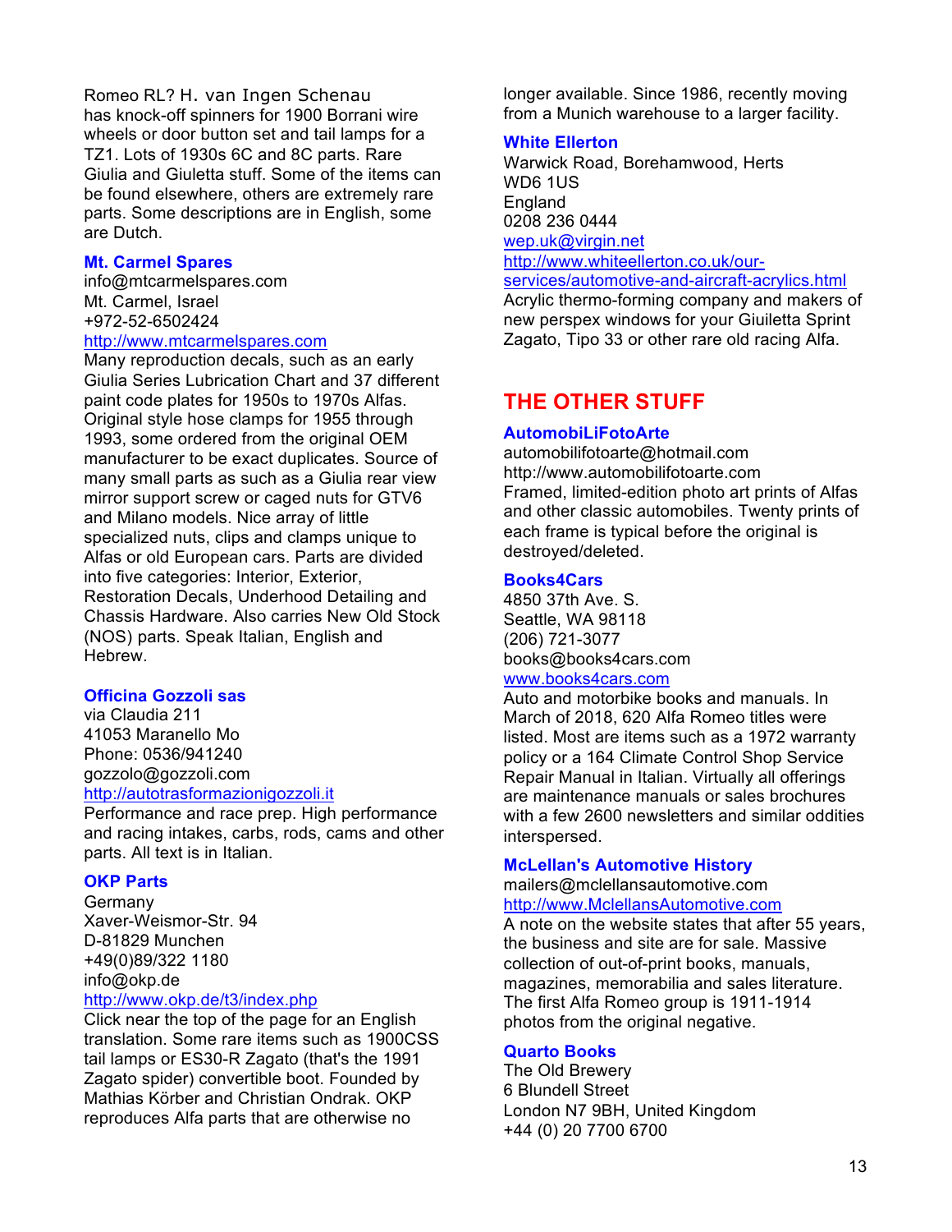Romeo RL? H. van Ingen Schenau has knock-off spinners for 1900 Borrani wire wheels or door button set and tail lamps for a TZ1. Lots of 1930s 6C and 8C parts. Rare Giulia and Giuletta stuff. Some of the items can be found elsewhere, others are extremely rare parts. Some descriptions are in English, some are Dutch.

### Mt. Carmel Spares

info@mtcarmelspares.com
Mt. Carmel, Israel
+972-52-6502424
http://www.mtcarmelspares.com
Many reproduction decals, such as an early Giulia Series Lubrication Chart and 37 different paint code plates for 1950s to 1970s Alfas. Original style hose clamps for 1955 through 1993, some ordered from the original OEM manufacturer to be exact duplicates. Source of many small parts as such as a Giulia rear view mirror support screw or caged nuts for GTV6 and Milano models. Nice array of little specialized nuts, clips and clamps unique to Alfas or old European cars. Parts are divided into five categories: Interior, Exterior, Restoration Decals, Underhood Detailing and Chassis Hardware. Also carries New Old Stock (NOS) parts. Speak Italian, English and Hebrew.

### Officina Gozzoli sas

via Claudia 211
41053 Maranello Mo
Phone: 0536/941240
gozzolo@gozzoli.com
http://autotrasformazionigozzoli.it
Performance and race prep. High performance and racing intakes, carbs, rods, cams and other parts. All text is in Italian.

### OKP Parts

Germany
Xaver-Weismor-Str. 94
D-81829 Munchen
+49(0)89/322 1180
info@okp.de
http://www.okp.de/t3/index.php
Click near the top of the page for an English translation. Some rare items such as 1900CSS tail lamps or ES30-R Zagato (that's the 1991 Zagato spider) convertible boot. Founded by Mathias Körber and Christian Ondrak. OKP reproduces Alfa parts that are otherwise no longer available. Since 1986, recently moving from a Munich warehouse to a larger facility.

### White Ellerton

Warwick Road, Borehamwood, Herts
WD6 1US
England
0208 236 0444
wep.uk@virgin.net
http://www.whiteellerton.co.uk/our-services/automotive-and-aircraft-acrylics.html
Acrylic thermo-forming company and makers of new perspex windows for your Giuletta Sprint Zagato, Tipo 33 or other rare old racing Alfa.

## THE OTHER STUFF

### AutomobiLiFotoArte

automobilifotoarte@hotmail.com
http://www.automobilifotoarte.com
Framed, limited-edition photo art prints of Alfas and other classic automobiles. Twenty prints of each frame is typical before the original is destroyed/deleted.

### Books4Cars

4850 37th Ave. S.
Seattle, WA 98118
(206) 721-3077
books@books4cars.com
www.books4cars.com
Auto and motorbike books and manuals. In March of 2018, 620 Alfa Romeo titles were listed. Most are items such as a 1972 warranty policy or a 164 Climate Control Shop Service Repair Manual in Italian. Virtually all offerings are maintenance manuals or sales brochures with a few 2600 newsletters and similar oddities interspersed.

### McLellan's Automotive History

mailers@mclellansautomotive.com
http://www.MclellansAutomotive.com
A note on the website states that after 55 years, the business and site are for sale. Massive collection of out-of-print books, manuals, magazines, memorabilia and sales literature. The first Alfa Romeo group is 1911-1914 photos from the original negative.

### Quarto Books

The Old Brewery
6 Blundell Street
London N7 9BH, United Kingdom
+44 (0) 20 7700 6700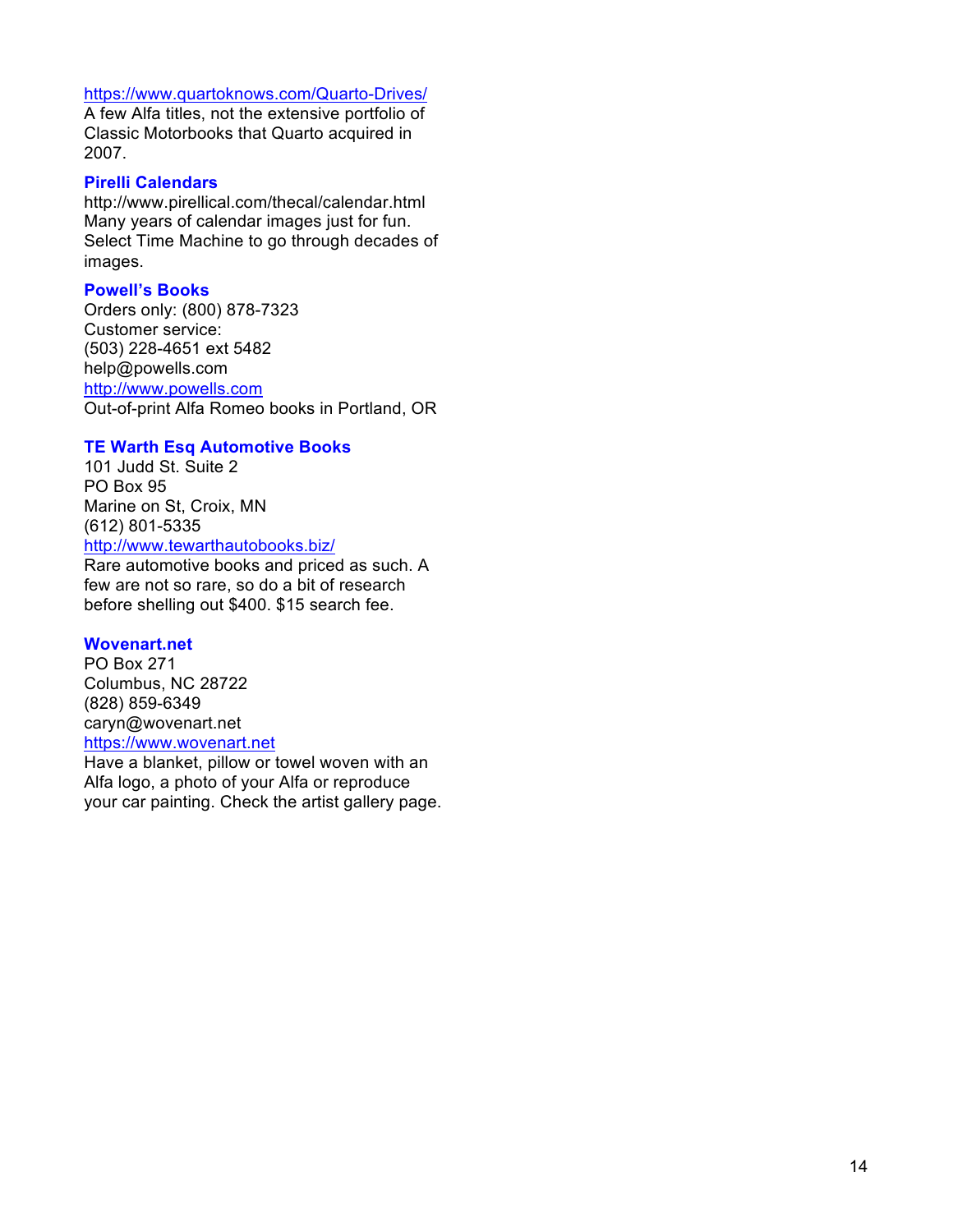https://www.quartoknows.com/Quarto-Drives/
A few Alfa titles, not the extensive portfolio of Classic Motorbooks that Quarto acquired in 2007.

**Pirelli Calendars**
http://www.pirellical.com/thecal/calendar.html
Many years of calendar images just for fun. Select Time Machine to go through decades of images.

**Powell's Books**
Orders only: (800) 878-7323
Customer service:
(503) 228-4651 ext 5482
help@powells.com
http://www.powells.com
Out-of-print Alfa Romeo books in Portland, OR

**TE Warth Esq Automotive Books**
101 Judd St. Suite 2
PO Box 95
Marine on St, Croix, MN
(612) 801-5335
http://www.tewarthautobooks.biz/
Rare automotive books and priced as such. A few are not so rare, so do a bit of research before shelling out $400. $15 search fee.

**Wovenart.net**
PO Box 271
Columbus, NC 28722
(828) 859-6349
caryn@wovenart.net
https://www.wovenart.net
Have a blanket, pillow or towel woven with an Alfa logo, a photo of your Alfa or reproduce your car painting. Check the artist gallery page.